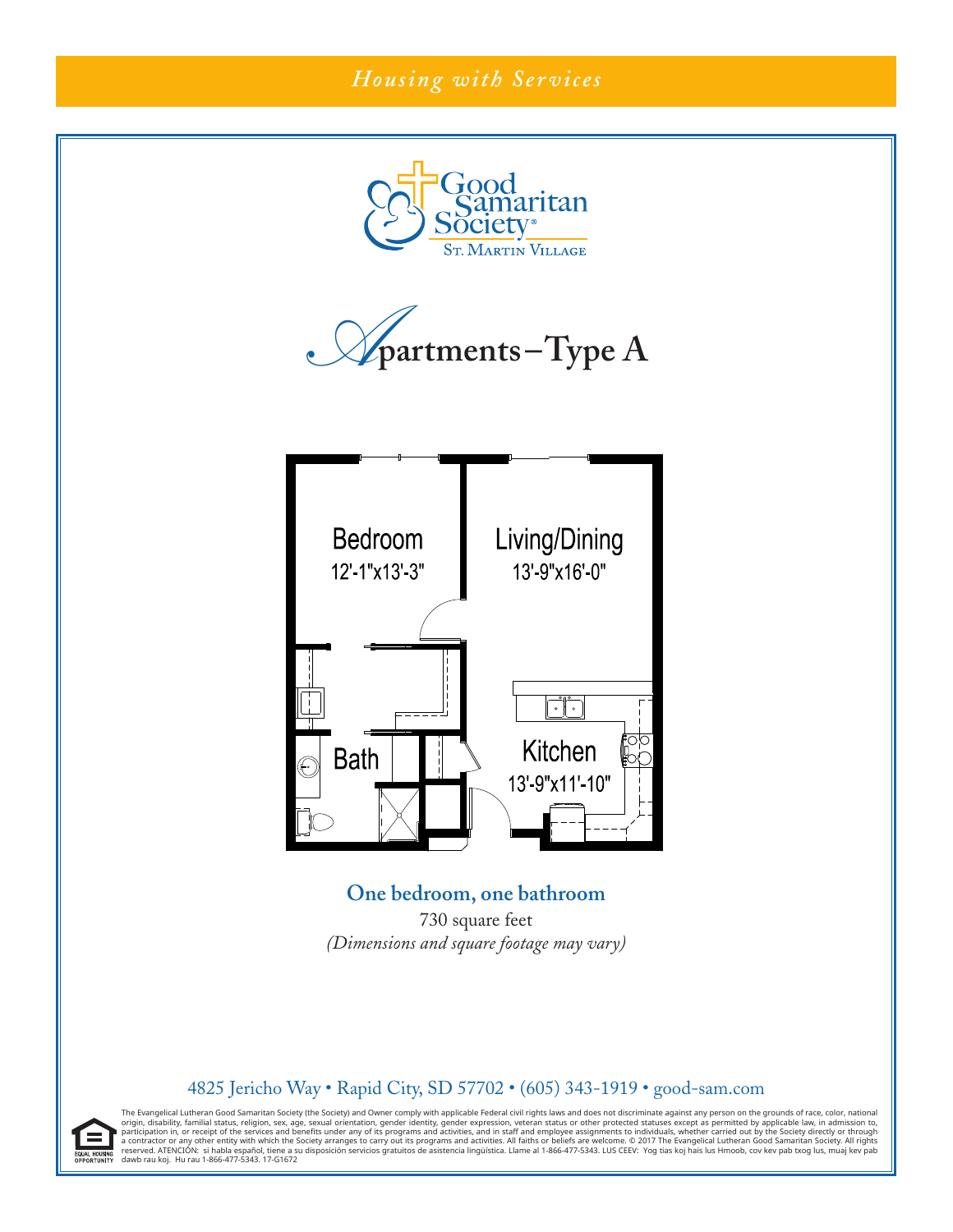*Housing with Services*

Good Samaritan Society®
St. Martin Village

# Apartments – Type A

Bedroom
12'-1"x13'-3"

Living/Dining
13'-9"x16'-0"

Bath

Kitchen
13'-9"x11'-10"

**One bedroom, one bathroom**

730 square feet

*(Dimensions and square footage may vary)*

4825 Jericho Way • Rapid City, SD 57702 • (605) 343-1919 • good-sam.com

EQUAL HOUSING OPPORTUNITY

The Evangelical Lutheran Good Samaritan Society (the Society) and Owner comply with applicable Federal civil rights laws and does not discriminate against any person on the grounds of race, color, national origin, disability, familial status, religion, sex, age, sexual orientation, gender identity, gender expression, veteran status or other protected statuses except as permitted by applicable law, in admission to, participation in, or receipt of the services and benefits under any of its programs and activities, and in staff and employee assignments to individuals, whether carried out by the Society directly or through a contractor or any other entity with which the Society arranges to carry out its programs and activities. All faiths or beliefs are welcome. © 2017 The Evangelical Lutheran Good Samaritan Society. All rights reserved. ATENCIÓN: si habla español, tiene a su disposición servicios gratuitos de asistencia lingüística. Llame al 1-866-477-5343. LUS CEEV: Yog tias koj hais lus Hmoob, cov kev pab txog lus, muaj kev pab dawb rau koj. Hu rau 1-866-477-5343. 17-G1672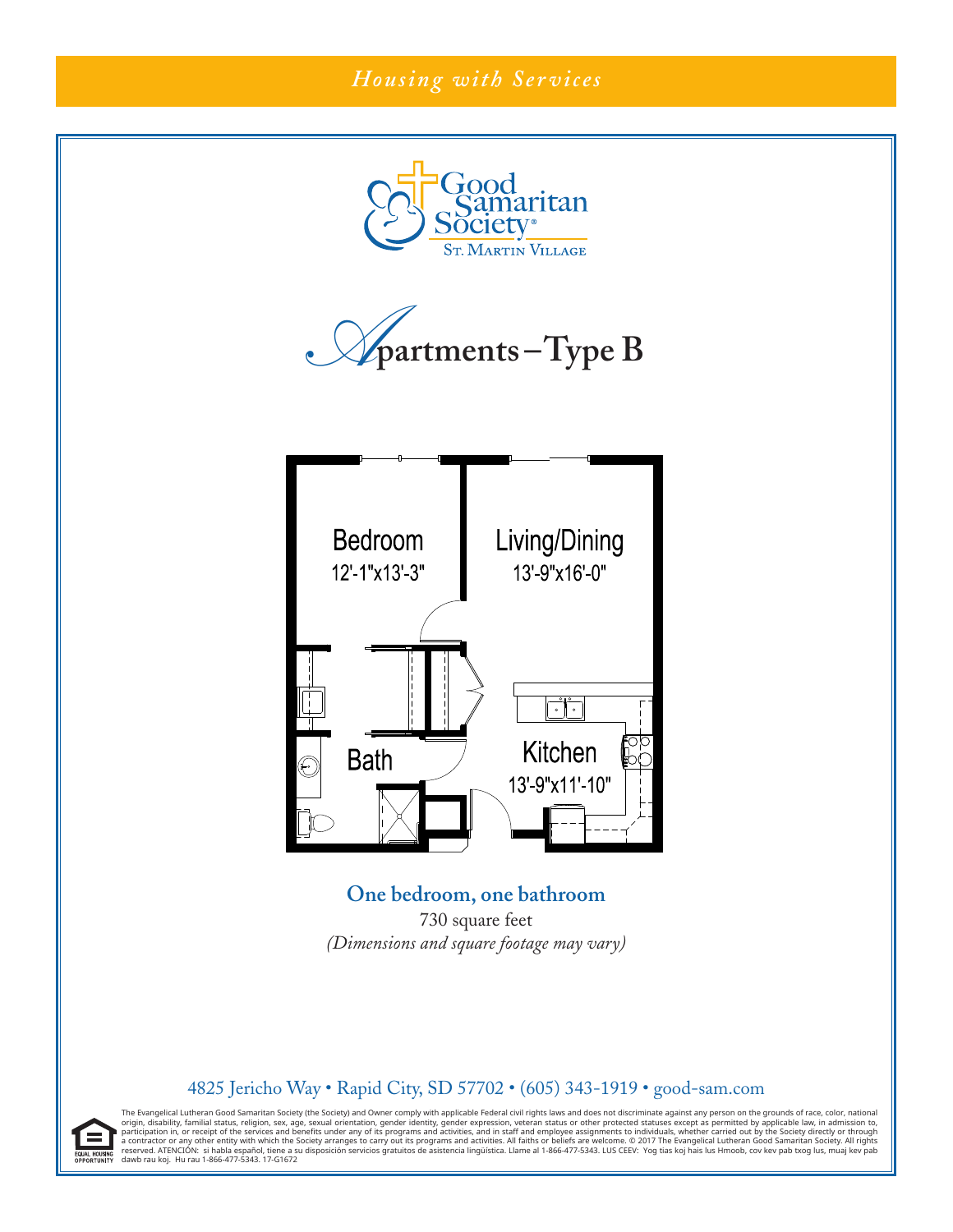*Housing with Services*

Good Samaritan Society®
ST. MARTIN VILLAGE

# Apartments – Type B

Bedroom
12'-1"x13'-3"

Living/Dining
13'-9"x16'-0"

Bath

Kitchen
13'-9"x11'-10"

**One bedroom, one bathroom**

730 square feet

*(Dimensions and square footage may vary)*

4825 Jericho Way • Rapid City, SD 57702 • (605) 343-1919 • good-sam.com

EQUAL HOUSING OPPORTUNITY

The Evangelical Lutheran Good Samaritan Society (the Society) and Owner comply with applicable Federal civil rights laws and does not discriminate against any person on the grounds of race, color, national origin, disability, familial status, religion, sex, age, sexual orientation, gender identity, gender expression, veteran status or other protected statuses except as permitted by applicable law, in admission to, participation in, or receipt of the services and benefits under any of its programs and activities, and in staff and employee assignments to individuals, whether carried out by the Society directly or through a contractor or any other entity with which the Society arranges to carry out its programs and activities. All faiths or beliefs are welcome. © 2017 The Evangelical Lutheran Good Samaritan Society. All rights reserved. ATENCIÓN: si habla español, tiene a su disposición servicios gratuitos de asistencia lingüística. Llame al 1-866-477-5343. LUS CEEV: Yog tias koj hais lus Hmoob, cov kev pab txog lus, muaj kev pab dawb rau koj. Hu rau 1-866-477-5343. 17-G1672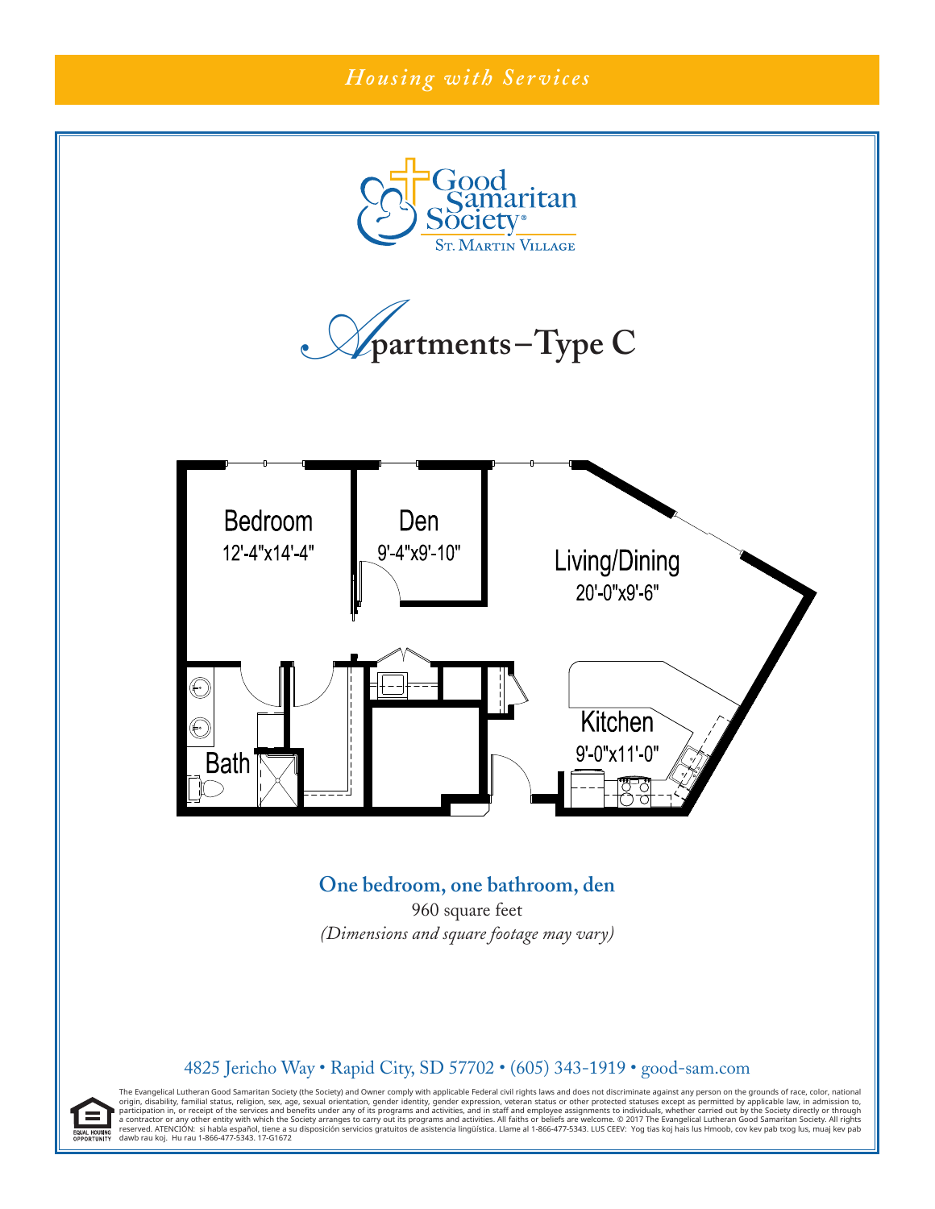*Housing with Services*

Good Samaritan Society®
St. Martin Village

# Apartments – Type C

Bedroom
12'-4"x14'-4"

Den
9'-4"x9'-10"

Living/Dining
20'-0"x9'-6"

Kitchen
9'-0"x11'-0"

Bath

**One bedroom, one bathroom, den**

960 square feet

*(Dimensions and square footage may vary)*

4825 Jericho Way • Rapid City, SD 57702 • (605) 343-1919 • good-sam.com

EQUAL HOUSING OPPORTUNITY

The Evangelical Lutheran Good Samaritan Society (the Society) and Owner comply with applicable Federal civil rights laws and does not discriminate against any person on the grounds of race, color, national origin, disability, familial status, religion, sex, age, sexual orientation, gender identity, gender expression, veteran status or other protected statuses except as permitted by applicable law, in admission to, participation in, or receipt of the services and benefits under any of its programs and activities, and in staff and employee assignments to individuals, whether carried out by the Society directly or through a contractor or any other entity with which the Society arranges to carry out its programs and activities. All faiths or beliefs are welcome. © 2017 The Evangelical Lutheran Good Samaritan Society. All rights reserved. ATENCIÓN: si habla español, tiene a su disposición servicios gratuitos de asistencia lingüística. Llame al 1-866-477-5343. LUS CEEV: Yog tias koj hais lus Hmoob, cov kev pab txog lus, muaj kev pab dawb rau koj. Hu rau 1-866-477-5343. 17-G1672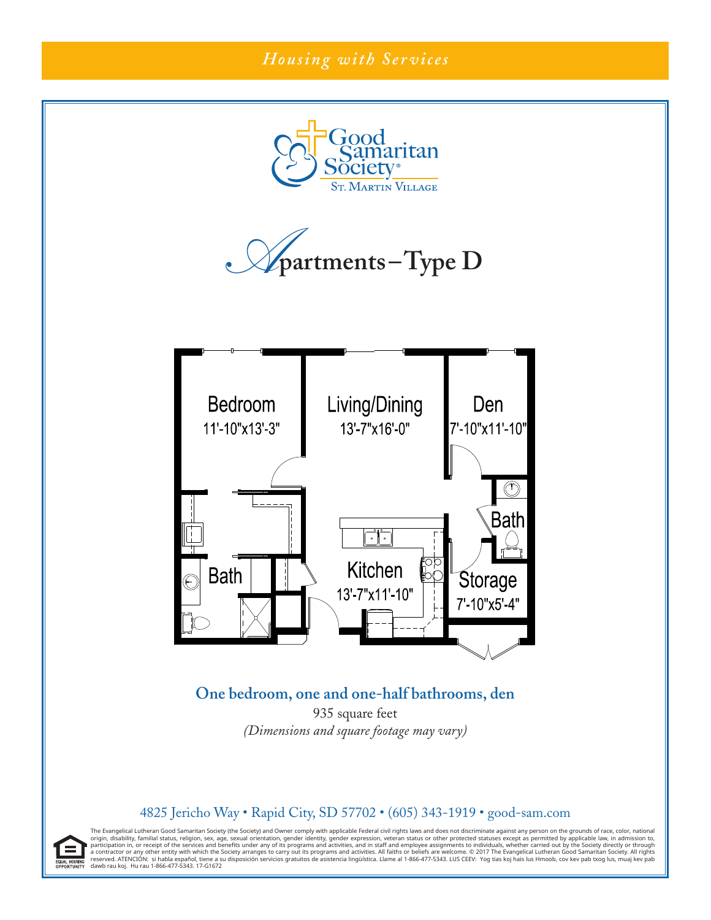*Housing with Services*

Good Samaritan Society®
St. Martin Village

# Apartments – Type D

Bedroom
11'-10"x13'-3"

Living/Dining
13'-7"x16'-0"

Den
7'-10"x11'-10"

Bath

Bath

Kitchen
13'-7"x11'-10"

Storage
7'-10"x5'-4"

**One bedroom, one and one-half bathrooms, den**

935 square feet

*(Dimensions and square footage may vary)*

4825 Jericho Way • Rapid City, SD 57702 • (605) 343-1919 • good-sam.com

EQUAL HOUSING OPPORTUNITY

The Evangelical Lutheran Good Samaritan Society (the Society) and Owner comply with applicable Federal civil rights laws and does not discriminate against any person on the grounds of race, color, national origin, disability, familial status, religion, sex, age, sexual orientation, gender identity, gender expression, veteran status or other protected statuses except as permitted by applicable law, in admission to, participation in, or receipt of the services and benefits under any of its programs and activities, and in staff and employee assignments to individuals, whether carried out by the Society directly or through a contractor or any other entity with which the Society arranges to carry out its programs and activities. All faiths or beliefs are welcome. © 2017 The Evangelical Lutheran Good Samaritan Society. All rights reserved. ATENCIÓN: si habla español, tiene a su disposición servicios gratuitos de asistencia lingüística. Llame al 1-866-477-5343. LUS CEEV: Yog tias koj hais lus Hmoob, cov kev pab txog lus, muaj kev pab dawb rau koj. Hu rau 1-866-477-5343. 17-G1672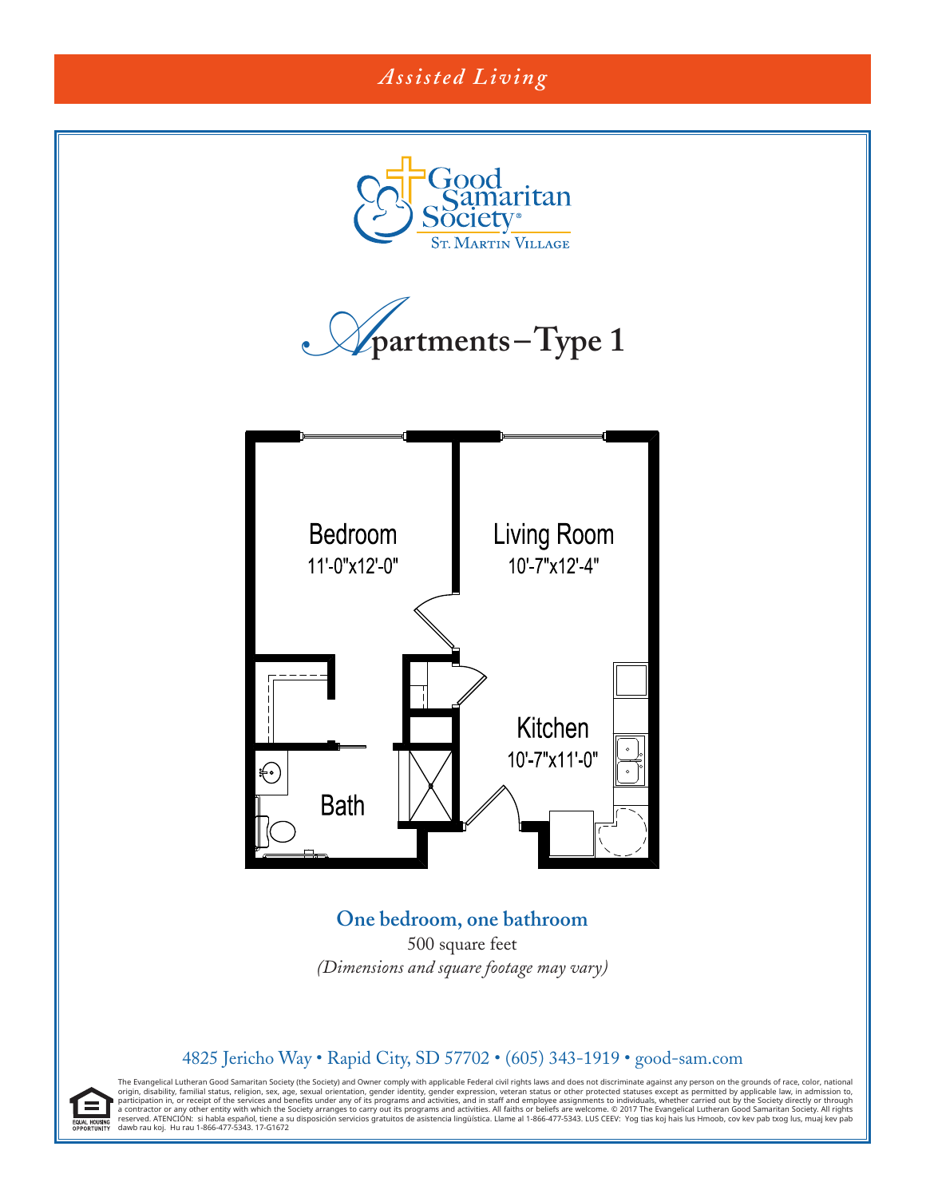*Assisted Living*

Good Samaritan Society

St. Martin Village

# Apartments – Type 1

Bedroom
11'-0"x12'-0"

Living Room
10'-7"x12'-4"

Kitchen
10'-7"x11'-0"

Bath

**One bedroom, one bathroom**

500 square feet

*(Dimensions and square footage may vary)*

4825 Jericho Way • Rapid City, SD 57702 • (605) 343-1919 • good-sam.com

EQUAL HOUSING OPPORTUNITY

The Evangelical Lutheran Good Samaritan Society (the Society) and Owner comply with applicable Federal civil rights laws and does not discriminate against any person on the grounds of race, color, national origin, disability, familial status, religion, sex, age, sexual orientation, gender identity, gender expression, veteran status or other protected statuses except as permitted by applicable law, in admission to, participation in, or receipt of the services and benefits under any of its programs and activities, and in staff and employee assignments to individuals, whether carried out by the Society directly or through a contractor or any other entity with which the Society arranges to carry out its programs and activities. All faiths or beliefs are welcome. © 2017 The Evangelical Lutheran Good Samaritan Society. All rights reserved. ATENCIÓN: si habla español, tiene a su disposición servicios gratuitos de asistencia lingüística. Llame al 1-866-477-5343. LUS CEEV: Yog tias koj hais lus Hmoob, cov kev pab txog lus, muaj kev pab dawb rau koj. Hu rau 1-866-477-5343. 17-G1672